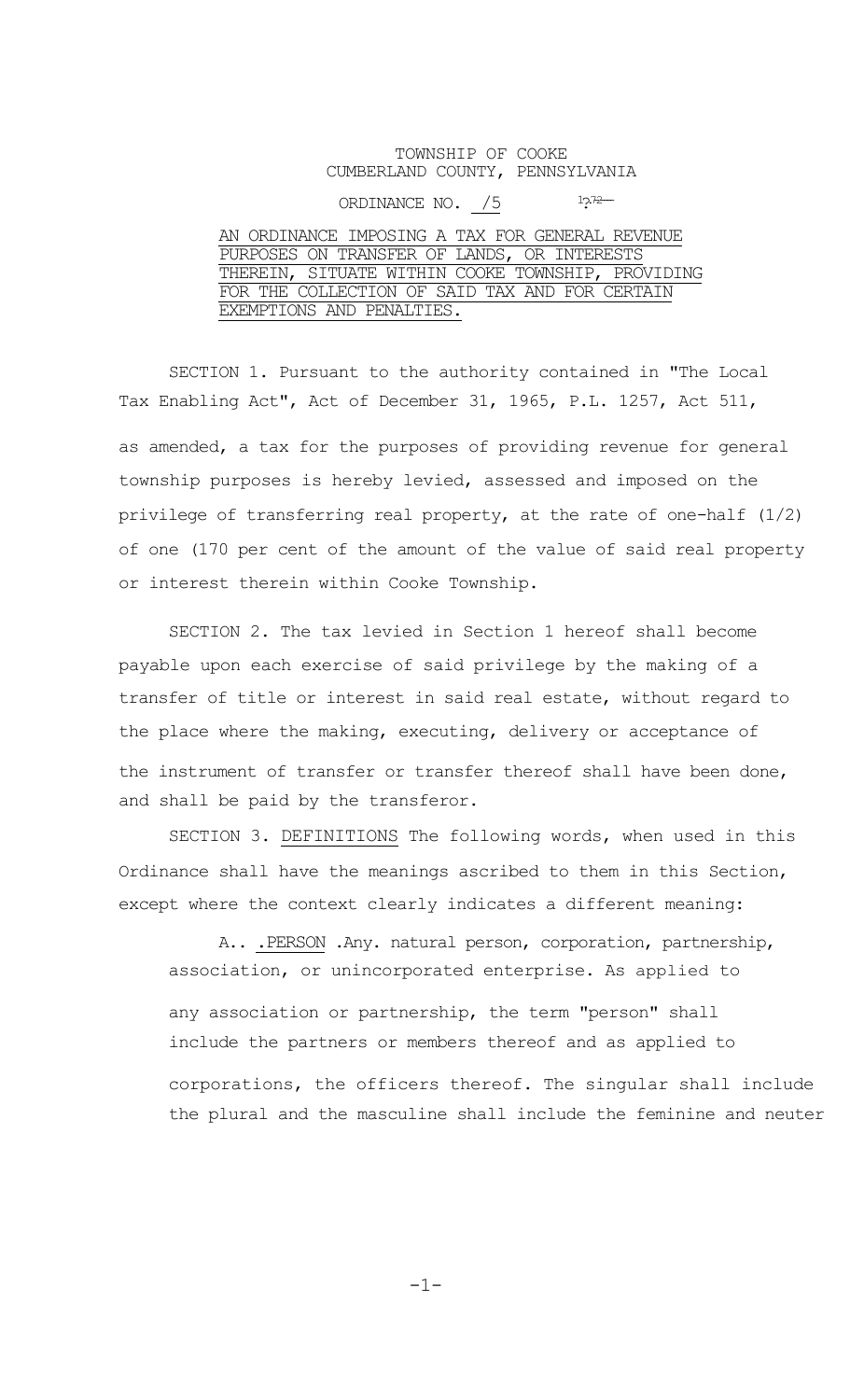TOWNSHIP OF COOKE
CUMBERLAND COUNTY, PENNSYLVANIA

ORDINANCE NO. /5 1972

AN ORDINANCE IMPOSING A TAX FOR GENERAL REVENUE PURPOSES ON TRANSFER OF LANDS, OR INTERESTS THEREIN, SITUATE WITHIN COOKE TOWNSHIP, PROVIDING FOR THE COLLECTION OF SAID TAX AND FOR CERTAIN EXEMPTIONS AND PENALTIES.

SECTION 1. Pursuant to the authority contained in "The Local Tax Enabling Act", Act of December 31, 1965, P.L. 1257, Act 511, as amended, a tax for the purposes of providing revenue for general township purposes is hereby levied, assessed and imposed on the privilege of transferring real property, at the rate of one-half (1/2) of one (170 per cent of the amount of the value of said real property or interest therein within Cooke Township.

SECTION 2. The tax levied in Section 1 hereof shall become payable upon each exercise of said privilege by the making of a transfer of title or interest in said real estate, without regard to the place where the making, executing, delivery or acceptance of the instrument of transfer or transfer thereof shall have been done, and shall be paid by the transferor.

SECTION 3. DEFINITIONS The following words, when used in this Ordinance shall have the meanings ascribed to them in this Section, except where the context clearly indicates a different meaning:

A.. .PERSON .Any. natural person, corporation, partnership, association, or unincorporated enterprise. As applied to any association or partnership, the term "person" shall include the partners or members thereof and as applied to corporations, the officers thereof. The singular shall include the plural and the masculine shall include the feminine and neuter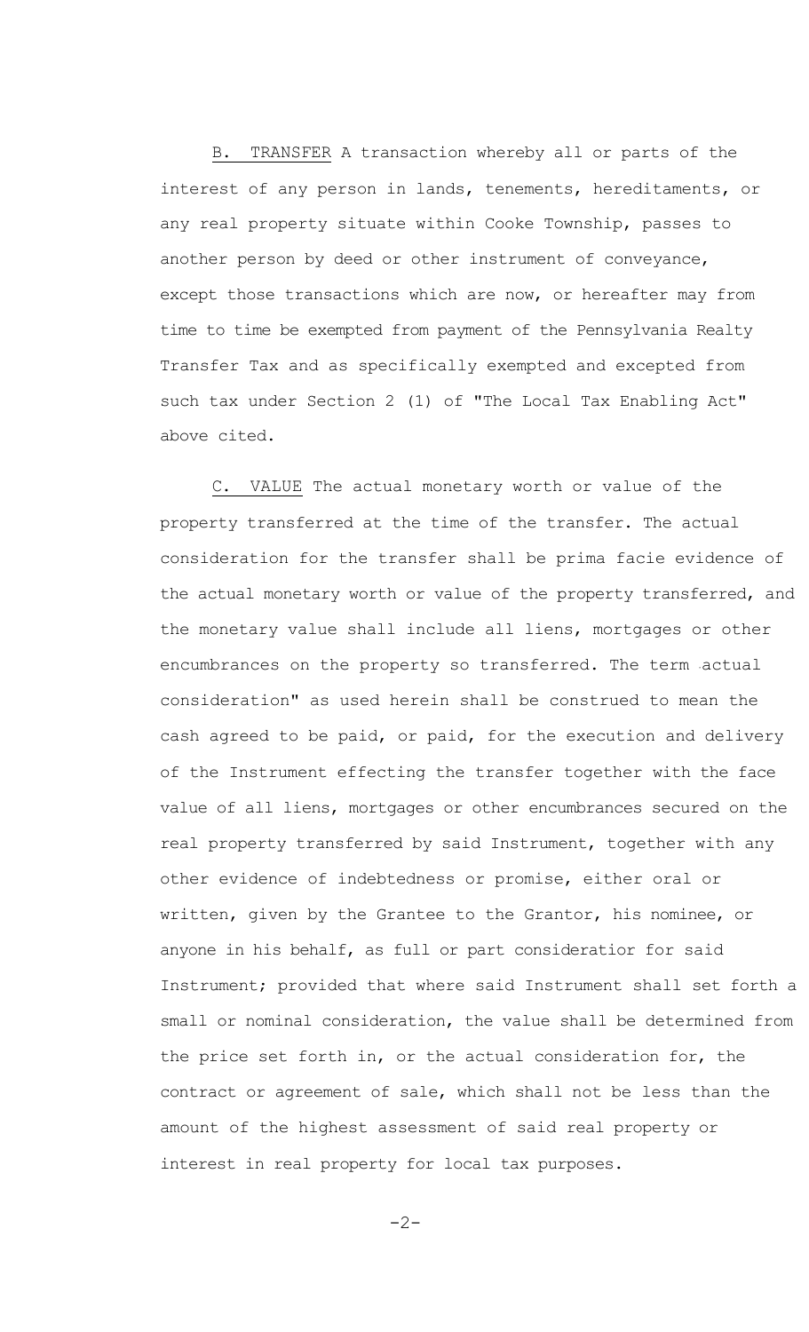B. <u>TRANSFER</u> A transaction whereby all or parts of the interest of any person in lands, tenements, hereditaments, or any real property situate within Cooke Township, passes to another person by deed or other instrument of conveyance, except those transactions which are now, or hereafter may from time to time be exempted from payment of the Pennsylvania Realty Transfer Tax and as specifically exempted and excepted from such tax under Section 2 (1) of "The Local Tax Enabling Act" above cited.

C. <u>VALUE</u> The actual monetary worth or value of the property transferred at the time of the transfer. The actual consideration for the transfer shall be prima facie evidence of the actual monetary worth or value of the property transferred, and the monetary value shall include all liens, mortgages or other encumbrances on the property so transferred. The term "actual consideration" as used herein shall be construed to mean the cash agreed to be paid, or paid, for the execution and delivery of the Instrument effecting the transfer together with the face value of all liens, mortgages or other encumbrances secured on the real property transferred by said Instrument, together with any other evidence of indebtedness or promise, either oral or written, given by the Grantee to the Grantor, his nominee, or anyone in his behalf, as full or part consideratior for said Instrument; provided that where said Instrument shall set forth a small or nominal consideration, the value shall be determined from the price set forth in, or the actual consideration for, the contract or agreement of sale, which shall not be less than the amount of the highest assessment of said real property or interest in real property for local tax purposes.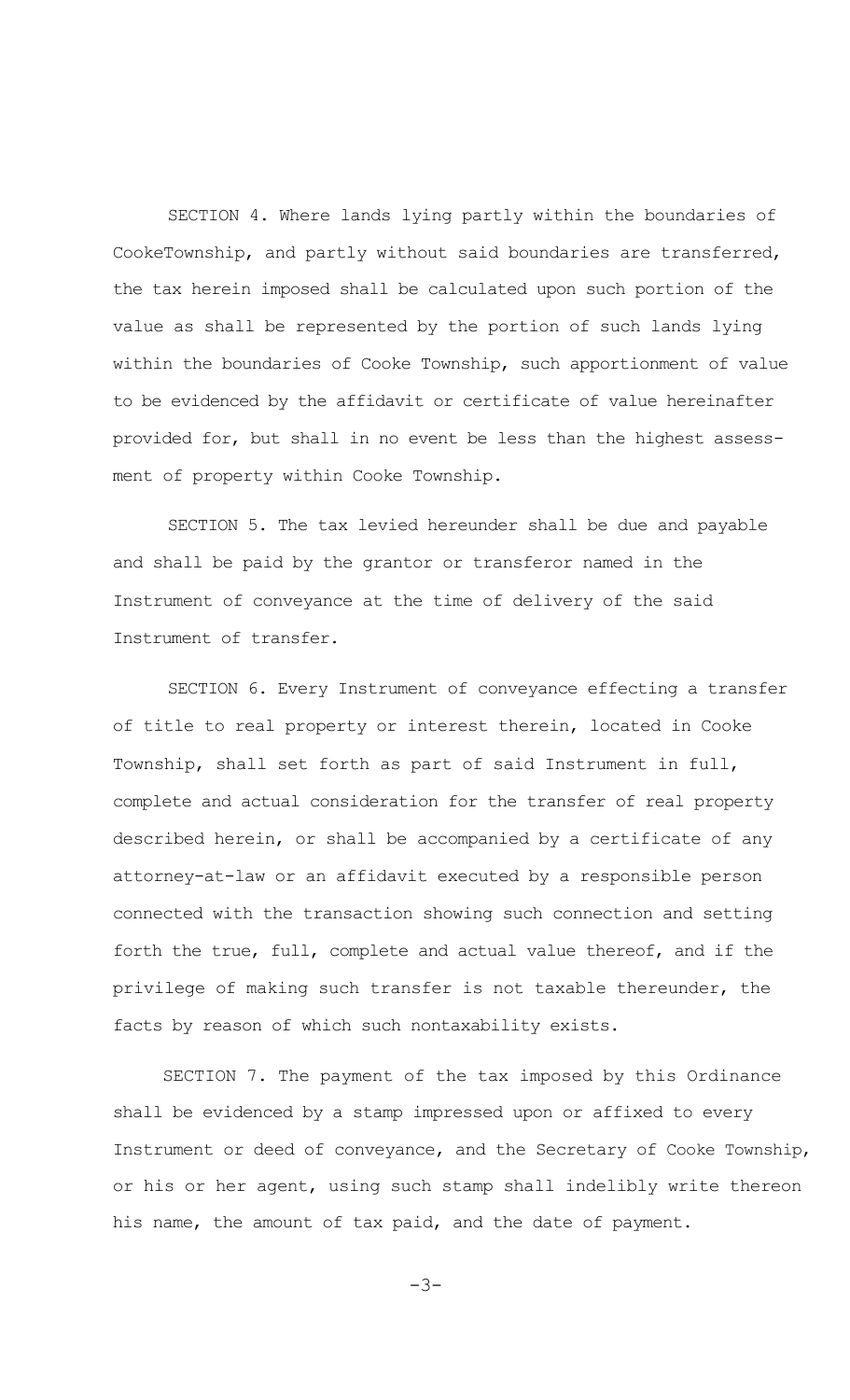SECTION 4. Where lands lying partly within the boundaries of CookeTownship, and partly without said boundaries are transferred, the tax herein imposed shall be calculated upon such portion of the value as shall be represented by the portion of such lands lying within the boundaries of Cooke Township, such apportionment of value to be evidenced by the affidavit or certificate of value hereinafter provided for, but shall in no event be less than the highest assessment of property within Cooke Township.

SECTION 5. The tax levied hereunder shall be due and payable and shall be paid by the grantor or transferor named in the Instrument of conveyance at the time of delivery of the said Instrument of transfer.

SECTION 6. Every Instrument of conveyance effecting a transfer of title to real property or interest therein, located in Cooke Township, shall set forth as part of said Instrument in full, complete and actual consideration for the transfer of real property described herein, or shall be accompanied by a certificate of any attorney-at-law or an affidavit executed by a responsible person connected with the transaction showing such connection and setting forth the true, full, complete and actual value thereof, and if the privilege of making such transfer is not taxable thereunder, the facts by reason of which such nontaxability exists.

SECTION 7. The payment of the tax imposed by this Ordinance shall be evidenced by a stamp impressed upon or affixed to every Instrument or deed of conveyance, and the Secretary of Cooke Township, or his or her agent, using such stamp shall indelibly write thereon his name, the amount of tax paid, and the date of payment.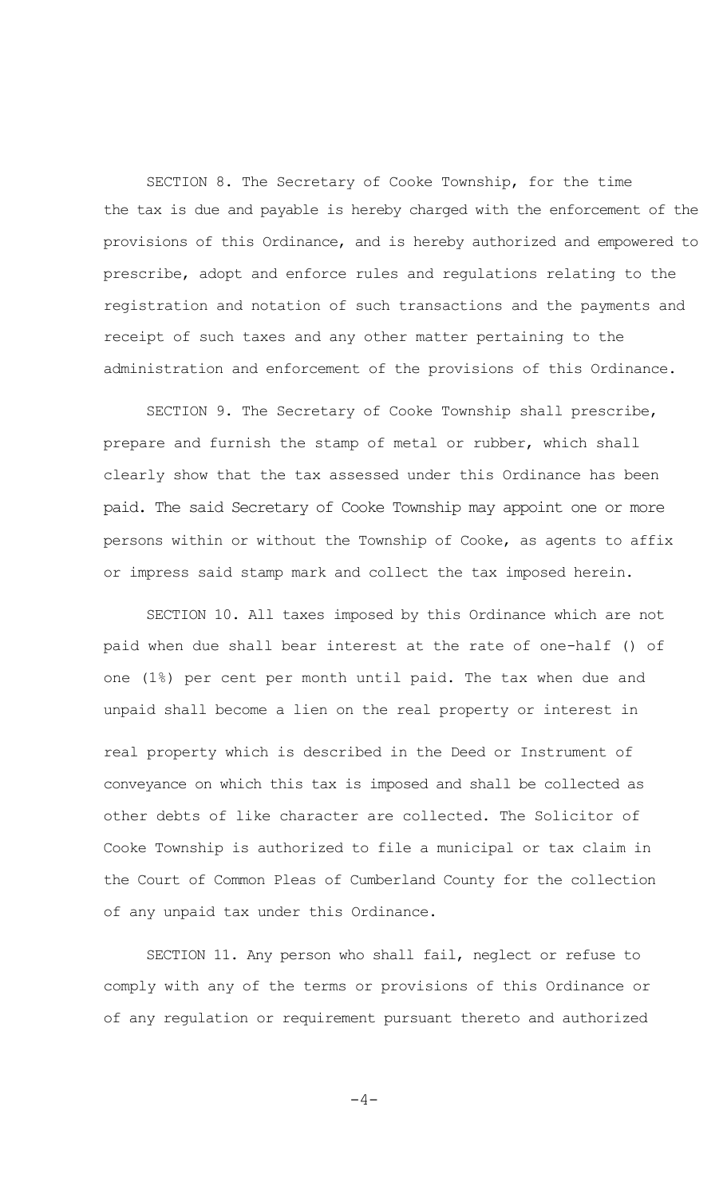SECTION 8. The Secretary of Cooke Township, for the time the tax is due and payable is hereby charged with the enforcement of the provisions of this Ordinance, and is hereby authorized and empowered to prescribe, adopt and enforce rules and regulations relating to the registration and notation of such transactions and the payments and receipt of such taxes and any other matter pertaining to the administration and enforcement of the provisions of this Ordinance.

SECTION 9. The Secretary of Cooke Township shall prescribe, prepare and furnish the stamp of metal or rubber, which shall clearly show that the tax assessed under this Ordinance has been paid. The said Secretary of Cooke Township may appoint one or more persons within or without the Township of Cooke, as agents to affix or impress said stamp mark and collect the tax imposed herein.

SECTION 10. All taxes imposed by this Ordinance which are not paid when due shall bear interest at the rate of one-half () of one (1%) per cent per month until paid. The tax when due and unpaid shall become a lien on the real property or interest in real property which is described in the Deed or Instrument of conveyance on which this tax is imposed and shall be collected as other debts of like character are collected. The Solicitor of Cooke Township is authorized to file a municipal or tax claim in the Court of Common Pleas of Cumberland County for the collection of any unpaid tax under this Ordinance.

SECTION 11. Any person who shall fail, neglect or refuse to comply with any of the terms or provisions of this Ordinance or of any regulation or requirement pursuant thereto and authorized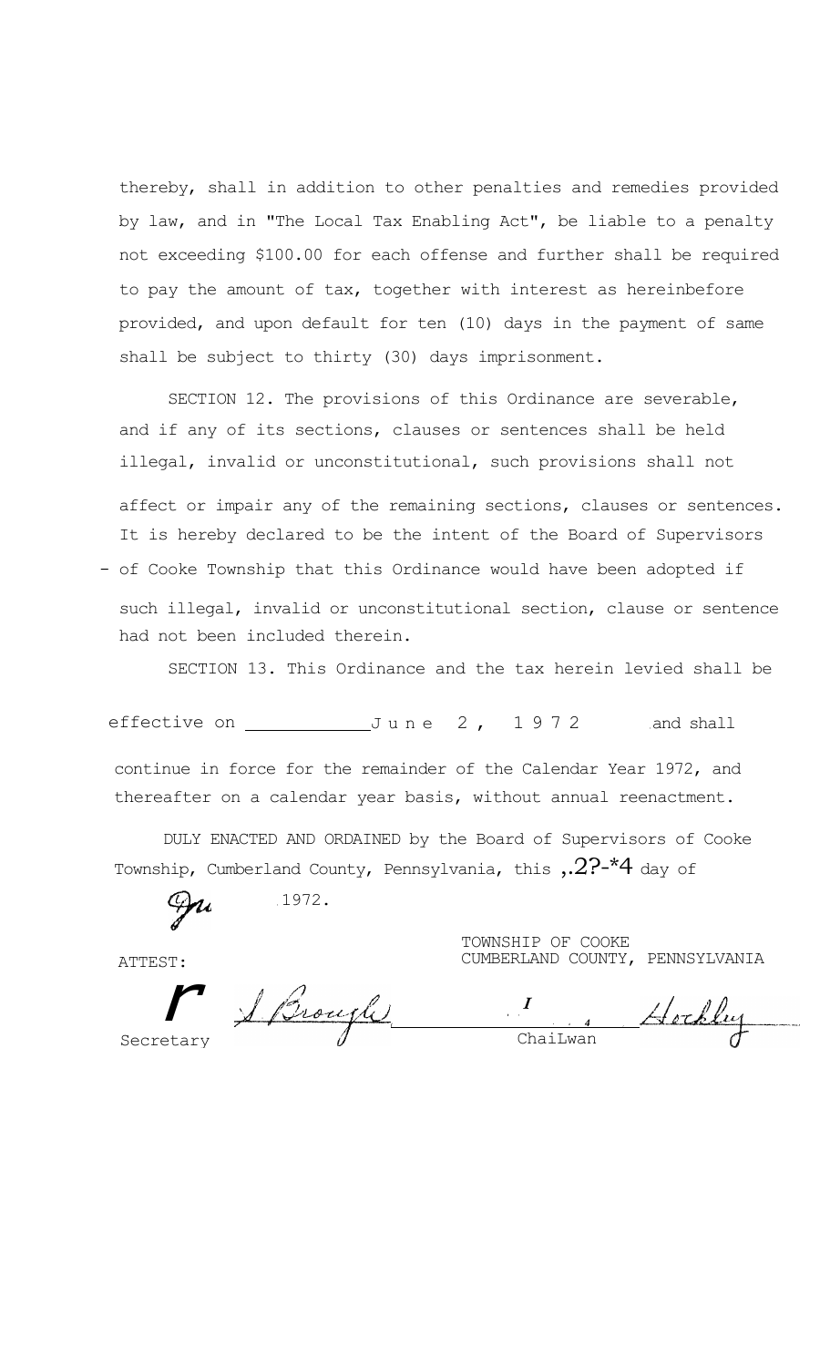thereby, shall in addition to other penalties and remedies provided by law, and in "The Local Tax Enabling Act", be liable to a penalty not exceeding $100.00 for each offense and further shall be required to pay the amount of tax, together with interest as hereinbefore provided, and upon default for ten (10) days in the payment of same shall be subject to thirty (30) days imprisonment.

SECTION 12. The provisions of this Ordinance are severable, and if any of its sections, clauses or sentences shall be held illegal, invalid or unconstitutional, such provisions shall not affect or impair any of the remaining sections, clauses or sentences. It is hereby declared to be the intent of the Board of Supervisors of Cooke Township that this Ordinance would have been adopted if such illegal, invalid or unconstitutional section, clause or sentence had not been included therein.

SECTION 13. This Ordinance and the tax herein levied shall be effective on June 2, 1972 and shall continue in force for the remainder of the Calendar Year 1972, and thereafter on a calendar year basis, without annual reenactment.

DULY ENACTED AND ORDAINED by the Board of Supervisors of Cooke Township, Cumberland County, Pennsylvania, this 2?-*4 day of Ju 1972.

TOWNSHIP OF COOKE
CUMBERLAND COUNTY, PENNSYLVANIA

ATTEST:

S. Brough
Secretary

Hockley
Chairman